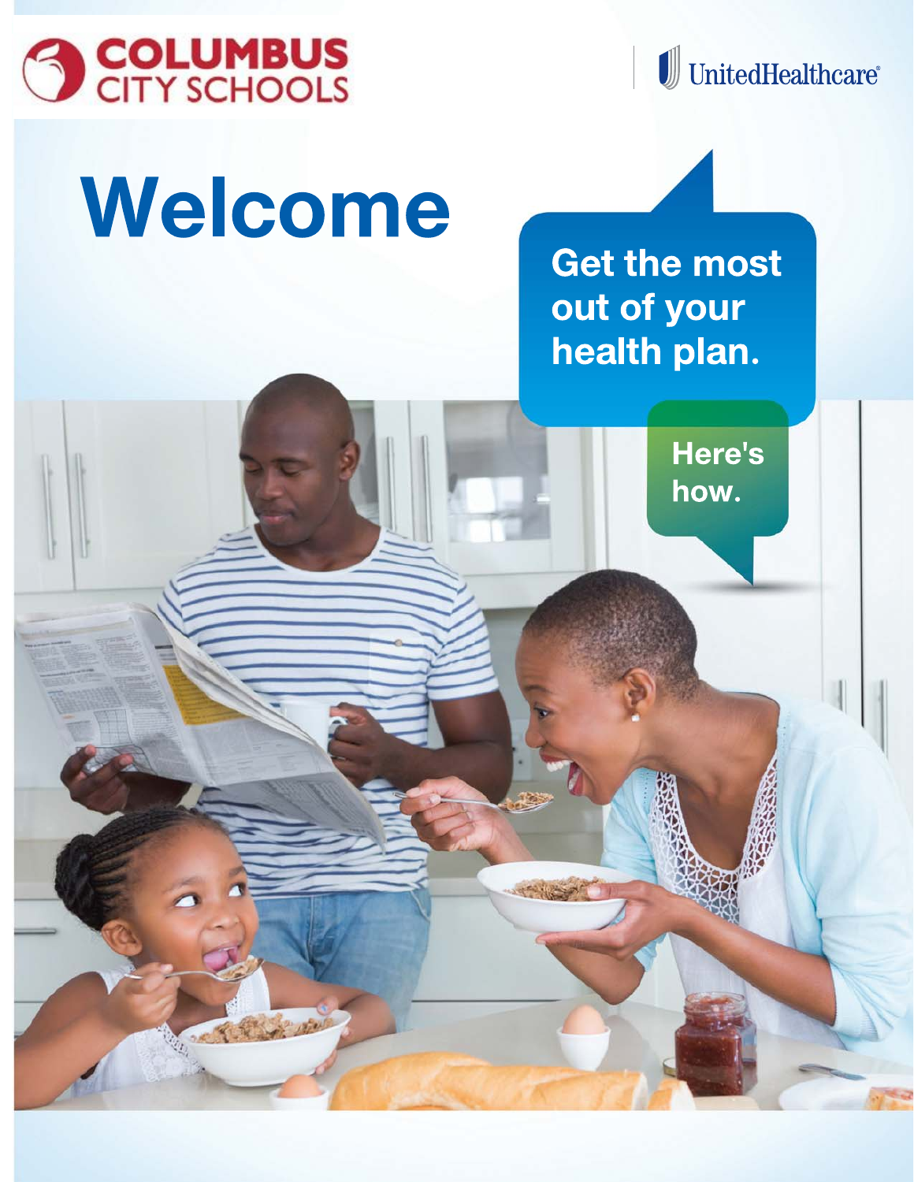COLUMBUS CITY SCHOOLS

UnitedHealthcare®

# Welcome

**Get the most out of your health plan.**

**Here's how.**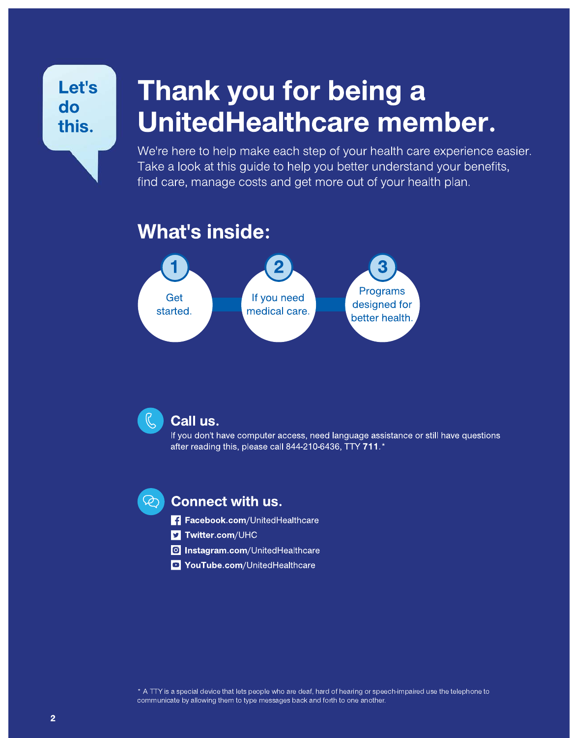Let's do this.

# Thank you for being a UnitedHealthcare member.

We're here to help make each step of your health care experience easier. Take a look at this guide to help you better understand your benefits, find care, manage costs and get more out of your health plan.

## What's inside:

1. Get started.
2. If you need medical care.
3. Programs designed for better health.

### Call us.

If you don't have computer access, need language assistance or still have questions after reading this, please call 844-210-6436, TTY **711**.*

### Connect with us.

- **Facebook.com**/UnitedHealthcare
- **Twitter.com**/UHC
- **Instagram.com**/UnitedHealthcare
- **YouTube.com**/UnitedHealthcare

* A TTY is a special device that lets people who are deaf, hard of hearing or speech-impaired use the telephone to communicate by allowing them to type messages back and forth to one another.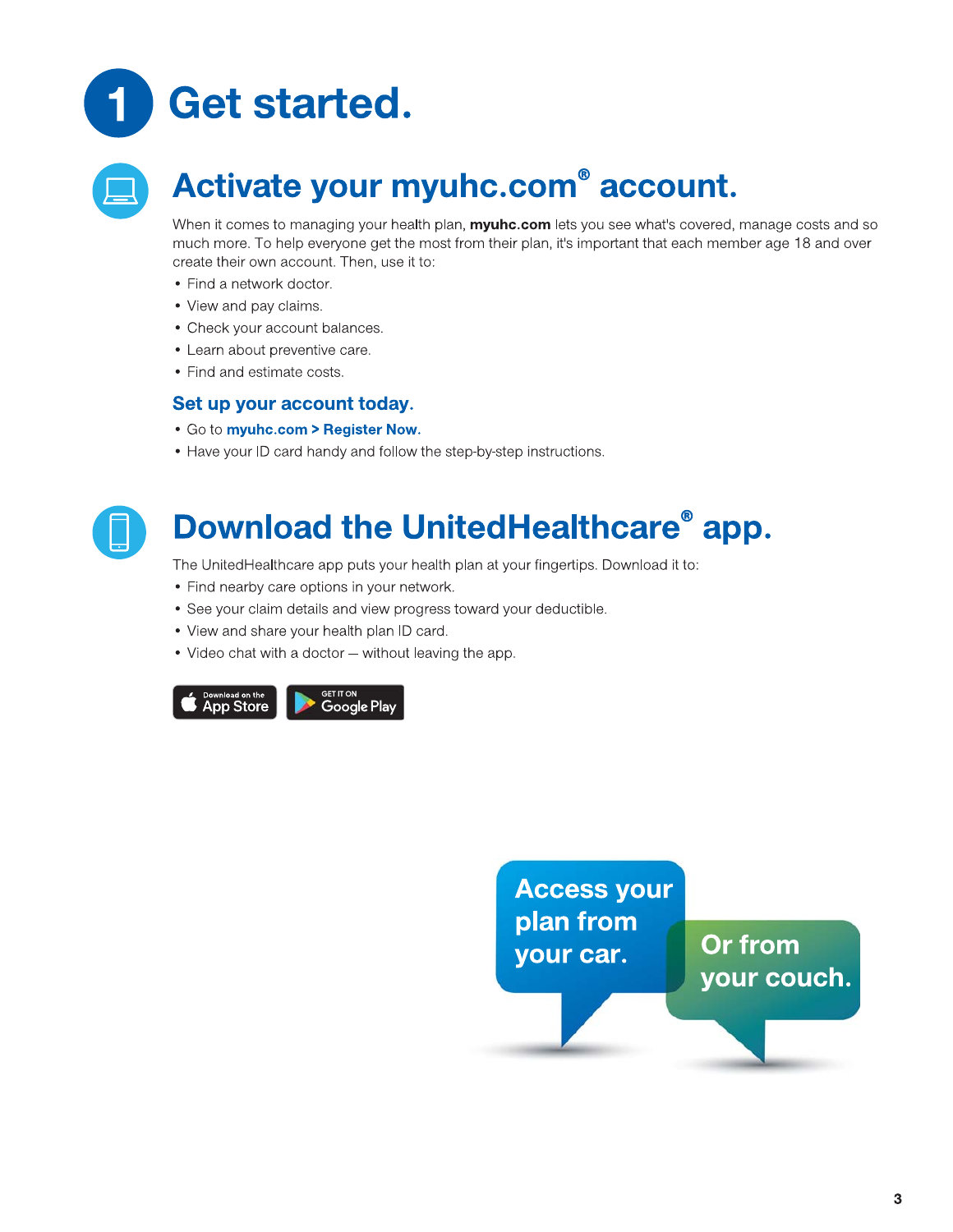# 1 Get started.

## Activate your myuhc.com® account.

When it comes to managing your health plan, **myuhc.com** lets you see what's covered, manage costs and so much more. To help everyone get the most from their plan, it's important that each member age 18 and over create their own account. Then, use it to:

- Find a network doctor.
- View and pay claims.
- Check your account balances.
- Learn about preventive care.
- Find and estimate costs.

### Set up your account today.

- Go to **myuhc.com > Register Now.**
- Have your ID card handy and follow the step-by-step instructions.

## Download the UnitedHealthcare® app.

The UnitedHealthcare app puts your health plan at your fingertips. Download it to:

- Find nearby care options in your network.
- See your claim details and view progress toward your deductible.
- View and share your health plan ID card.
- Video chat with a doctor — without leaving the app.

Download on the App Store | GET IT ON Google Play

Access your plan from your car.

Or from your couch.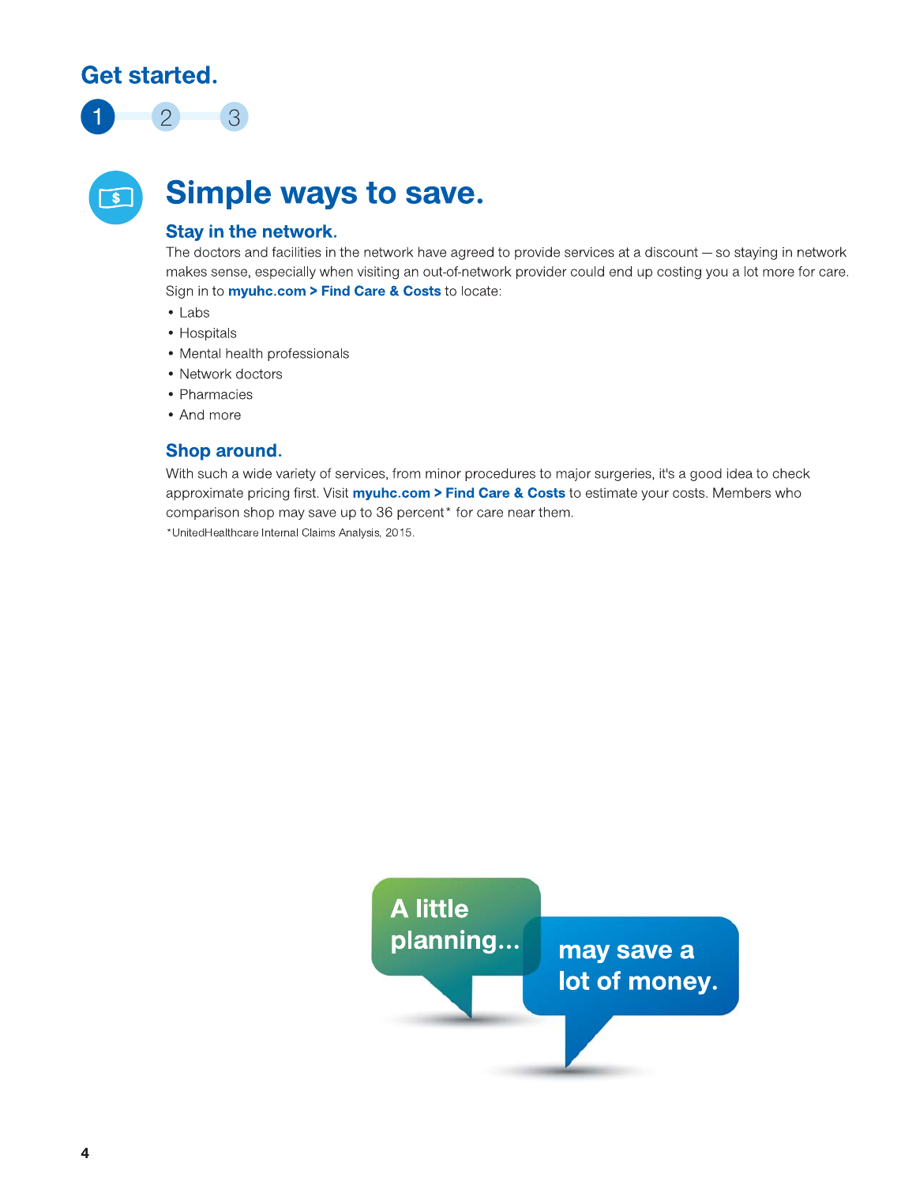## Get started.

1 2 3

# Simple ways to save.

### Stay in the network.

The doctors and facilities in the network have agreed to provide services at a discount — so staying in network makes sense, especially when visiting an out-of-network provider could end up costing you a lot more for care. Sign in to **myuhc.com > Find Care & Costs** to locate:

- Labs
- Hospitals
- Mental health professionals
- Network doctors
- Pharmacies
- And more

### Shop around.

With such a wide variety of services, from minor procedures to major surgeries, it's a good idea to check approximate pricing first. Visit **myuhc.com > Find Care & Costs** to estimate your costs. Members who comparison shop may save up to 36 percent* for care near them.

*UnitedHealthcare Internal Claims Analysis, 2015.

A little planning... may save a lot of money.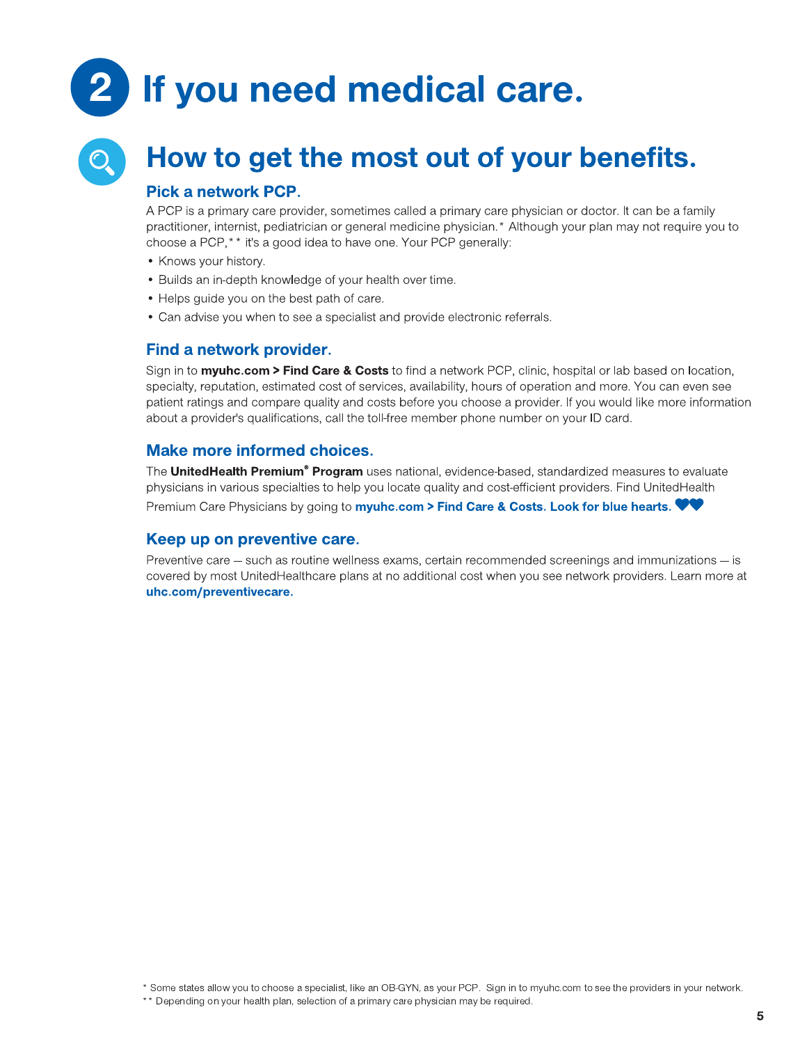# 2 If you need medical care.

## How to get the most out of your benefits.

### Pick a network PCP.

A PCP is a primary care provider, sometimes called a primary care physician or doctor. It can be a family practitioner, internist, pediatrician or general medicine physician.* Although your plan may not require you to choose a PCP,** it's a good idea to have one. Your PCP generally:

- Knows your history.
- Builds an in-depth knowledge of your health over time.
- Helps guide you on the best path of care.
- Can advise you when to see a specialist and provide electronic referrals.

### Find a network provider.

Sign in to **myuhc.com > Find Care & Costs** to find a network PCP, clinic, hospital or lab based on location, specialty, reputation, estimated cost of services, availability, hours of operation and more. You can even see patient ratings and compare quality and costs before you choose a provider. If you would like more information about a provider's qualifications, call the toll-free member phone number on your ID card.

### Make more informed choices.

The **UnitedHealth Premium® Program** uses national, evidence-based, standardized measures to evaluate physicians in various specialties to help you locate quality and cost-efficient providers. Find UnitedHealth Premium Care Physicians by going to **myuhc.com > Find Care & Costs. Look for blue hearts.** ♥♥

### Keep up on preventive care.

Preventive care — such as routine wellness exams, certain recommended screenings and immunizations — is covered by most UnitedHealthcare plans at no additional cost when you see network providers. Learn more at **uhc.com/preventivecare.**

* Some states allow you to choose a specialist, like an OB-GYN, as your PCP. Sign in to myuhc.com to see the providers in your network.

** Depending on your health plan, selection of a primary care physician may be required.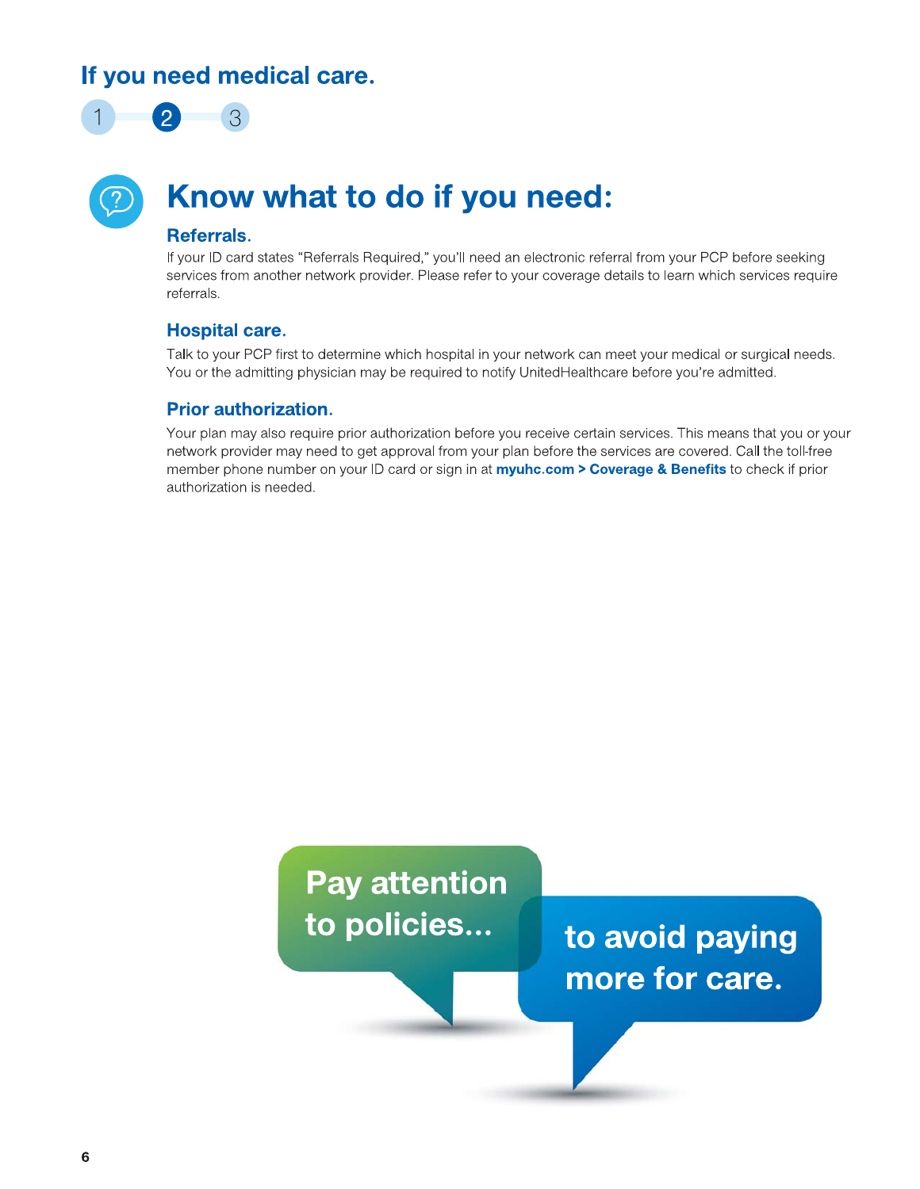## If you need medical care.

1 **2** 3

# Know what to do if you need:

### Referrals.

If your ID card states "Referrals Required," you'll need an electronic referral from your PCP before seeking services from another network provider. Please refer to your coverage details to learn which services require referrals.

### Hospital care.

Talk to your PCP first to determine which hospital in your network can meet your medical or surgical needs. You or the admitting physician may be required to notify UnitedHealthcare before you're admitted.

### Prior authorization.

Your plan may also require prior authorization before you receive certain services. This means that you or your network provider may need to get approval from your plan before the services are covered. Call the toll-free member phone number on your ID card or sign in at **myuhc.com > Coverage & Benefits** to check if prior authorization is needed.

**Pay attention to policies...**

**to avoid paying more for care.**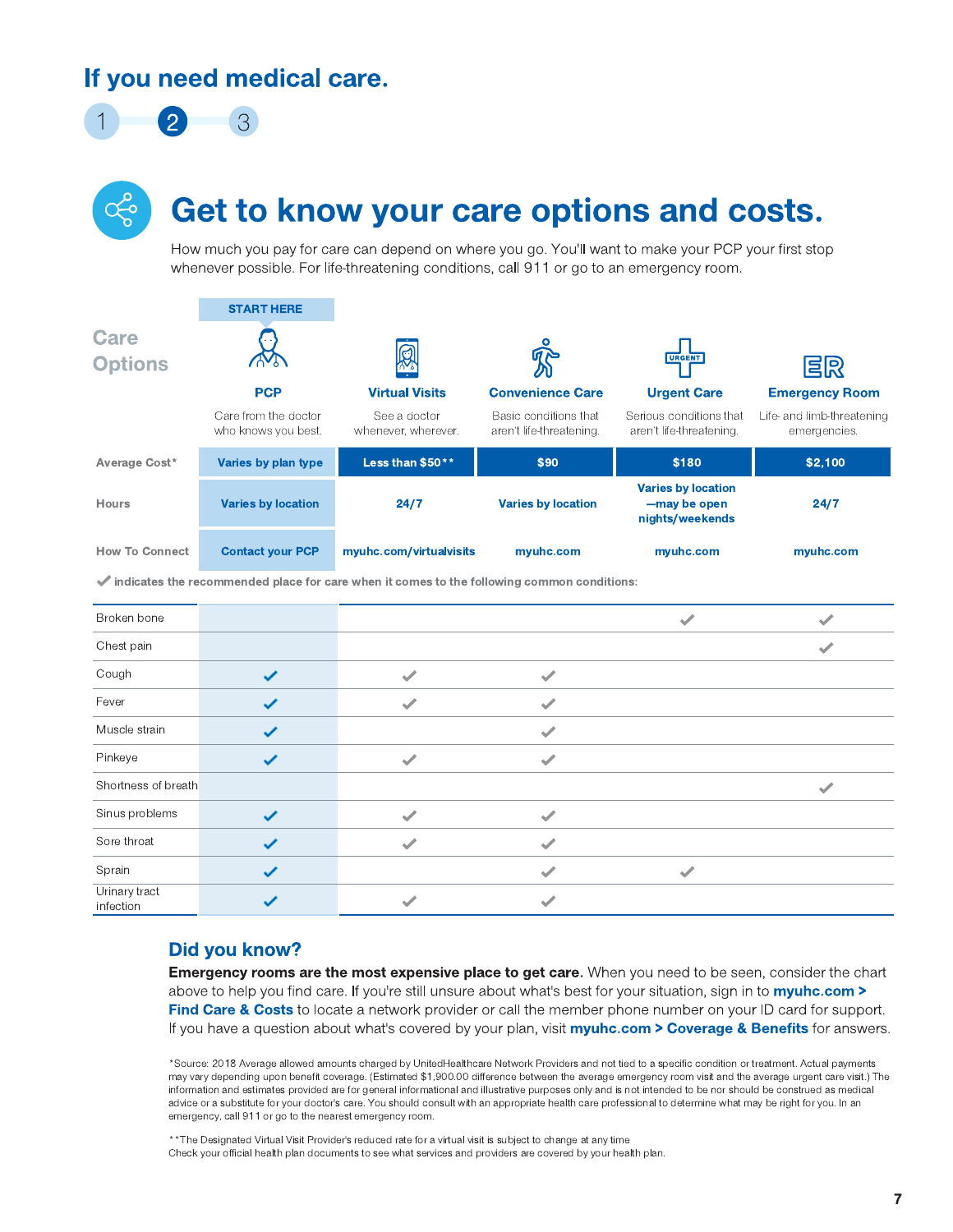# If you need medical care.

1 2 3

## Get to know your care options and costs.

How much you pay for care can depend on where you go. You'll want to make your PCP your first stop whenever possible. For life-threatening conditions, call 911 or go to an emergency room.

| Care Options | START HERE<br>**PCP**<br>Care from the doctor who knows you best. | **Virtual Visits**<br>See a doctor whenever, wherever. | **Convenience Care**<br>Basic conditions that aren't life-threatening. | **Urgent Care**<br>Serious conditions that aren't life-threatening. | **Emergency Room**<br>Life- and limb-threatening emergencies. |
|---|---|---|---|---|---|
| Average Cost* | Varies by plan type | Less than $50** | $90 | $180 | $2,100 |
| Hours | Varies by location | 24/7 | Varies by location | Varies by location —may be open nights/weekends | 24/7 |
| How To Connect | Contact your PCP | myuhc.com/virtualvisits | myuhc.com | myuhc.com | myuhc.com |

✔ indicates the recommended place for care when it comes to the following common conditions:

| Condition | PCP | Virtual Visits | Convenience Care | Urgent Care | Emergency Room |
|---|---|---|---|---|---|
| Broken bone | | | | ✔ | ✔ |
| Chest pain | | | | | ✔ |
| Cough | ✔ | ✔ | ✔ | | |
| Fever | ✔ | ✔ | ✔ | | |
| Muscle strain | ✔ | | ✔ | | |
| Pinkeye | ✔ | ✔ | ✔ | | |
| Shortness of breath | | | | | ✔ |
| Sinus problems | ✔ | ✔ | ✔ | | |
| Sore throat | ✔ | ✔ | ✔ | | |
| Sprain | ✔ | | ✔ | ✔ | |
| Urinary tract infection | ✔ | ✔ | ✔ | | |

### Did you know?

**Emergency rooms are the most expensive place to get care.** When you need to be seen, consider the chart above to help you find care. If you're still unsure about what's best for your situation, sign in to **myuhc.com > Find Care & Costs** to locate a network provider or call the member phone number on your ID card for support. If you have a question about what's covered by your plan, visit **myuhc.com > Coverage & Benefits** for answers.

*Source: 2018 Average allowed amounts charged by UnitedHealthcare Network Providers and not tied to a specific condition or treatment. Actual payments may vary depending upon benefit coverage. (Estimated $1,900.00 difference between the average emergency room visit and the average urgent care visit.) The information and estimates provided are for general informational and illustrative purposes only and is not intended to be nor should be construed as medical advice or a substitute for your doctor's care. You should consult with an appropriate health care professional to determine what may be right for you. In an emergency, call 911 or go to the nearest emergency room.

**The Designated Virtual Visit Provider's reduced rate for a virtual visit is subject to change at any time
Check your official health plan documents to see what services and providers are covered by your health plan.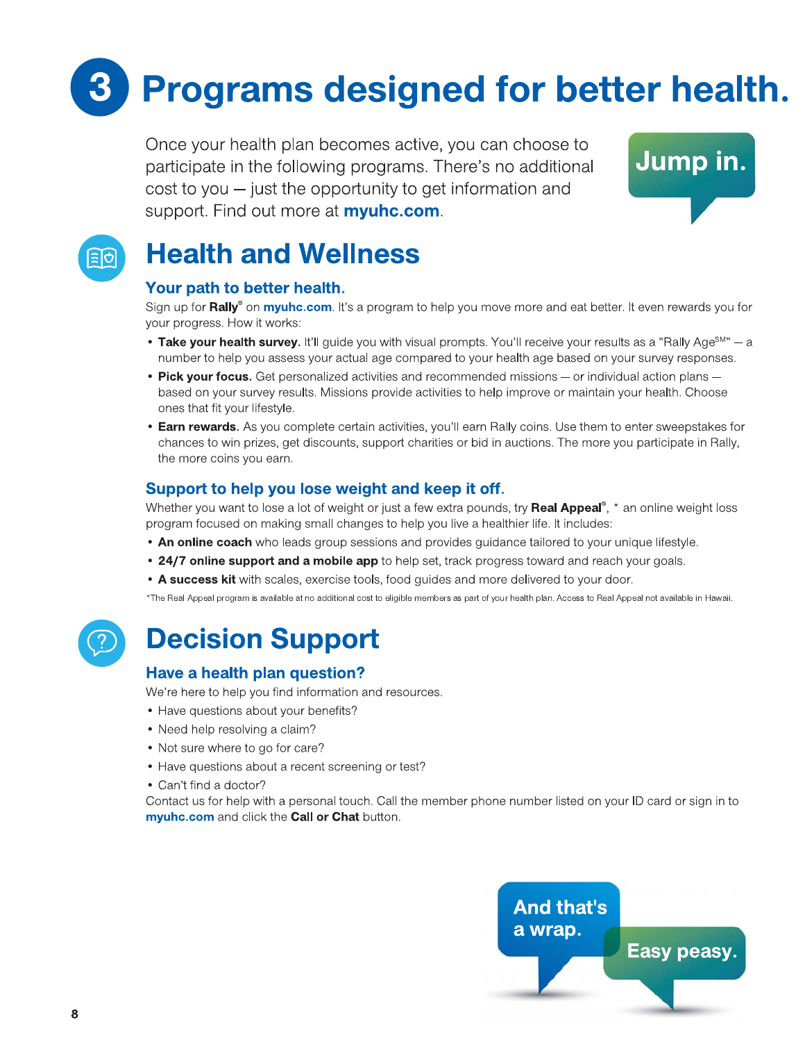# 3 Programs designed for better health.

Once your health plan becomes active, you can choose to participate in the following programs. There's no additional cost to you — just the opportunity to get information and support. Find out more at **myuhc.com**.

Jump in.

## Health and Wellness

### Your path to better health.

Sign up for **Rally**® on **myuhc.com**. It's a program to help you move more and eat better. It even rewards you for your progress. How it works:

- **Take your health survey.** It'll guide you with visual prompts. You'll receive your results as a "Rally Age℠" — a number to help you assess your actual age compared to your health age based on your survey responses.
- **Pick your focus.** Get personalized activities and recommended missions — or individual action plans — based on your survey results. Missions provide activities to help improve or maintain your health. Choose ones that fit your lifestyle.
- **Earn rewards.** As you complete certain activities, you'll earn Rally coins. Use them to enter sweepstakes for chances to win prizes, get discounts, support charities or bid in auctions. The more you participate in Rally, the more coins you earn.

### Support to help you lose weight and keep it off.

Whether you want to lose a lot of weight or just a few extra pounds, try **Real Appeal**®, * an online weight loss program focused on making small changes to help you live a healthier life. It includes:

- **An online coach** who leads group sessions and provides guidance tailored to your unique lifestyle.
- **24/7 online support and a mobile app** to help set, track progress toward and reach your goals.
- **A success kit** with scales, exercise tools, food guides and more delivered to your door.

*The Real Appeal program is available at no additional cost to eligible members as part of your health plan. Access to Real Appeal not available in Hawaii.

## Decision Support

### Have a health plan question?

We're here to help you find information and resources.

- Have questions about your benefits?
- Need help resolving a claim?
- Not sure where to go for care?
- Have questions about a recent screening or test?
- Can't find a doctor?

Contact us for help with a personal touch. Call the member phone number listed on your ID card or sign in to **myuhc.com** and click the **Call or Chat** button.

And that's a wrap.

Easy peasy.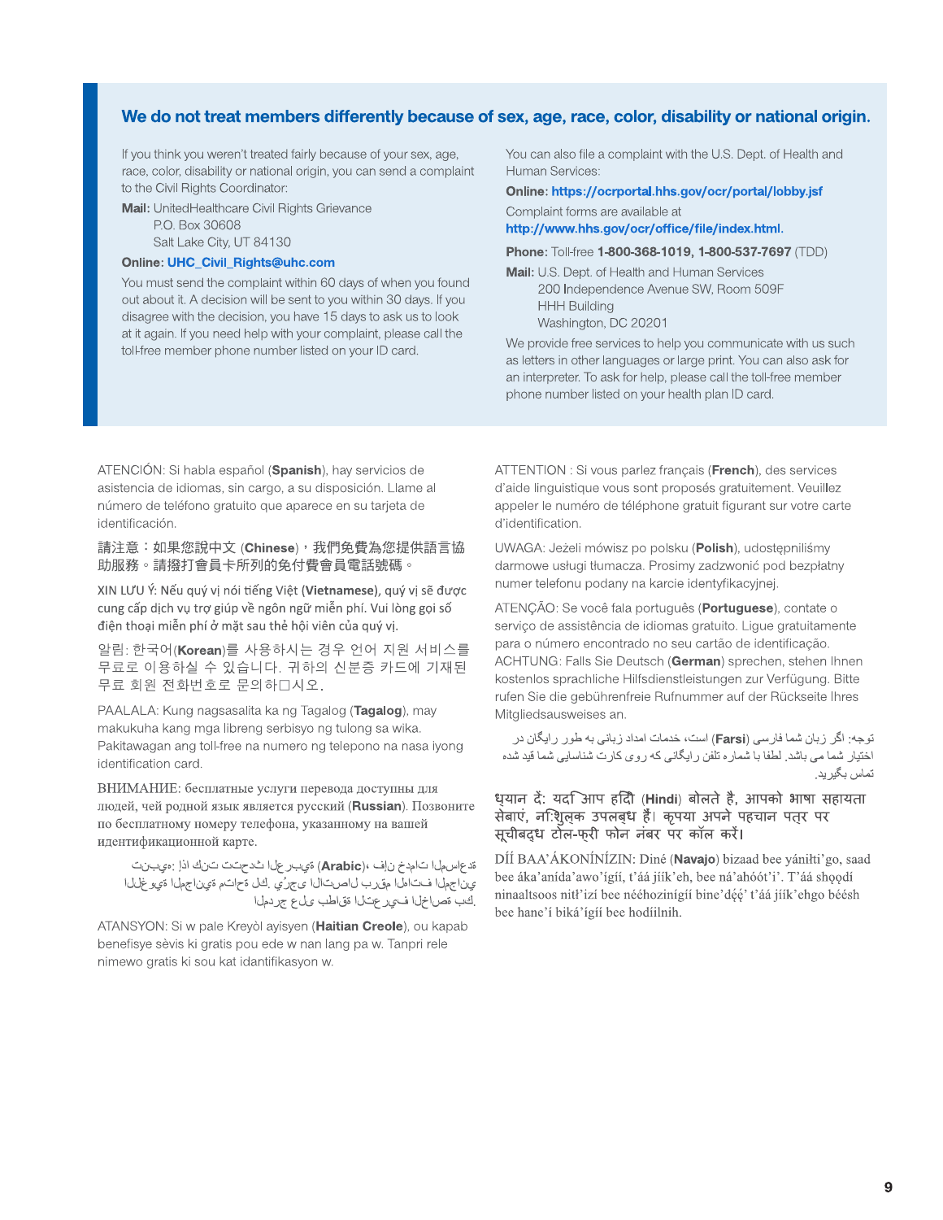## We do not treat members differently because of sex, age, race, color, disability or national origin.

If you think you weren't treated fairly because of your sex, age, race, color, disability or national origin, you can send a complaint to the Civil Rights Coordinator:

**Mail:** UnitedHealthcare Civil Rights Grievance
P.O. Box 30608
Salt Lake City, UT 84130

**Online:** UHC_Civil_Rights@uhc.com

You must send the complaint within 60 days of when you found out about it. A decision will be sent to you within 30 days. If you disagree with the decision, you have 15 days to ask us to look at it again. If you need help with your complaint, please call the toll-free member phone number listed on your ID card.

You can also file a complaint with the U.S. Dept. of Health and Human Services:

**Online:** https://ocrportal.hhs.gov/ocr/portal/lobby.jsf

Complaint forms are available at http://www.hhs.gov/ocr/office/file/index.html.

**Phone:** Toll-free **1-800-368-1019, 1-800-537-7697** (TDD)

**Mail:** U.S. Dept. of Health and Human Services
200 Independence Avenue SW, Room 509F
HHH Building
Washington, DC 20201

We provide free services to help you communicate with us such as letters in other languages or large print. You can also ask for an interpreter. To ask for help, please call the toll-free member phone number listed on your health plan ID card.

ATENCIÓN: Si habla español (**Spanish**), hay servicios de asistencia de idiomas, sin cargo, a su disposición. Llame al número de teléfono gratuito que aparece en su tarjeta de identificación.

請注意：如果您說中文 (**Chinese**)，我們免費為您提供語言協助服務。請撥打會員卡所列的免付費會員電話號碼。

XIN LƯU Ý: Nếu quý vị nói tiếng Việt (**Vietnamese**), quý vị sẽ được cung cấp dịch vụ trợ giúp về ngôn ngữ miễn phí. Vui lòng gọi số điện thoại miễn phí ở mặt sau thẻ hội viên của quý vị.

알림: 한국어(**Korean**)를 사용하시는 경우 언어 지원 서비스를 무료로 이용하실 수 있습니다. 귀하의 신분증 카드에 기재된 무료 회원 전화번호로 문의하□시오.

PAALALA: Kung nagsasalita ka ng Tagalog (**Tagalog**), may makukuha kang mga libreng serbisyo ng tulong sa wika. Pakitawagan ang toll-free na numero ng telepono na nasa iyong identification card.

ВНИМАНИЕ: бесплатные услуги перевода доступны для людей, чей родной язык является русский (**Russian**). Позвоните по бесплатному номеру телефона, указанному на вашей идентификационной карте.

تنبيه: إذا كنت تتحدث العربية (**Arabic**)، فإن خدمات المساعدة اللغوية المجانية متاحة لك. يُرجى الاتصال برقم الهاتف المجاني المدرج على بطاقة التعريف الخاصة بك.

ATANSYON: Si w pale Kreyòl ayisyen (**Haitian Creole**), ou kapab benefisye sèvis ki gratis pou ede w nan lang pa w. Tanpri rele nimewo gratis ki sou kat idantifikasyon w.

ATTENTION : Si vous parlez français (**French**), des services d'aide linguistique vous sont proposés gratuitement. Veuillez appeler le numéro de téléphone gratuit figurant sur votre carte d'identification.

UWAGA: Jeżeli mówisz po polsku (**Polish**), udostępniliśmy darmowe usługi tłumacza. Prosimy zadzwonić pod bezpłatny numer telefonu podany na karcie identyfikacyjnej.

ATENÇÃO: Se você fala português (**Portuguese**), contate o serviço de assistência de idiomas gratuito. Ligue gratuitamente para o número encontrado no seu cartão de identificação.

ACHTUNG: Falls Sie Deutsch (**German**) sprechen, stehen Ihnen kostenlos sprachliche Hilfsdienstleistungen zur Verfügung. Bitte rufen Sie die gebührenfreie Rufnummer auf der Rückseite Ihres Mitgliedsausweises an.

توجه: اگر زبان شما فارسی (**Farsi**) است، خدمات امداد زبانی به طور رایگان در اختیار شما می باشد. لطفا با شماره تلفن رایگانی که روی کارت شناسایی شما قید شده تماس بگیرید.

ध्यान दें: यदि आप हिंदी (**Hindi**) बोलते है, आपको भाषा सहायता सेबाएं, नि:शुल्क उपलब्ध हैं। कृपया अपने पहचान पत्र पर सूचीबद्ध टोल-फ्री फोन नंबर पर कॉल करें।

DÍÍ BAA'ÁKONÍNÍZIN: Diné (**Navajo**) bizaad bee yánílti'go, saad bee áka'anída'awo'ígíí, t'áá jiik'eh, bee ná'ahóót'i'. T'áá shǫǫdí ninaaltsoos nitł'izí bee néého­zinígíí bine'déé' t'áá jiik'ehgo béésh bee hane'í biká'ígíí bee hodíilnih.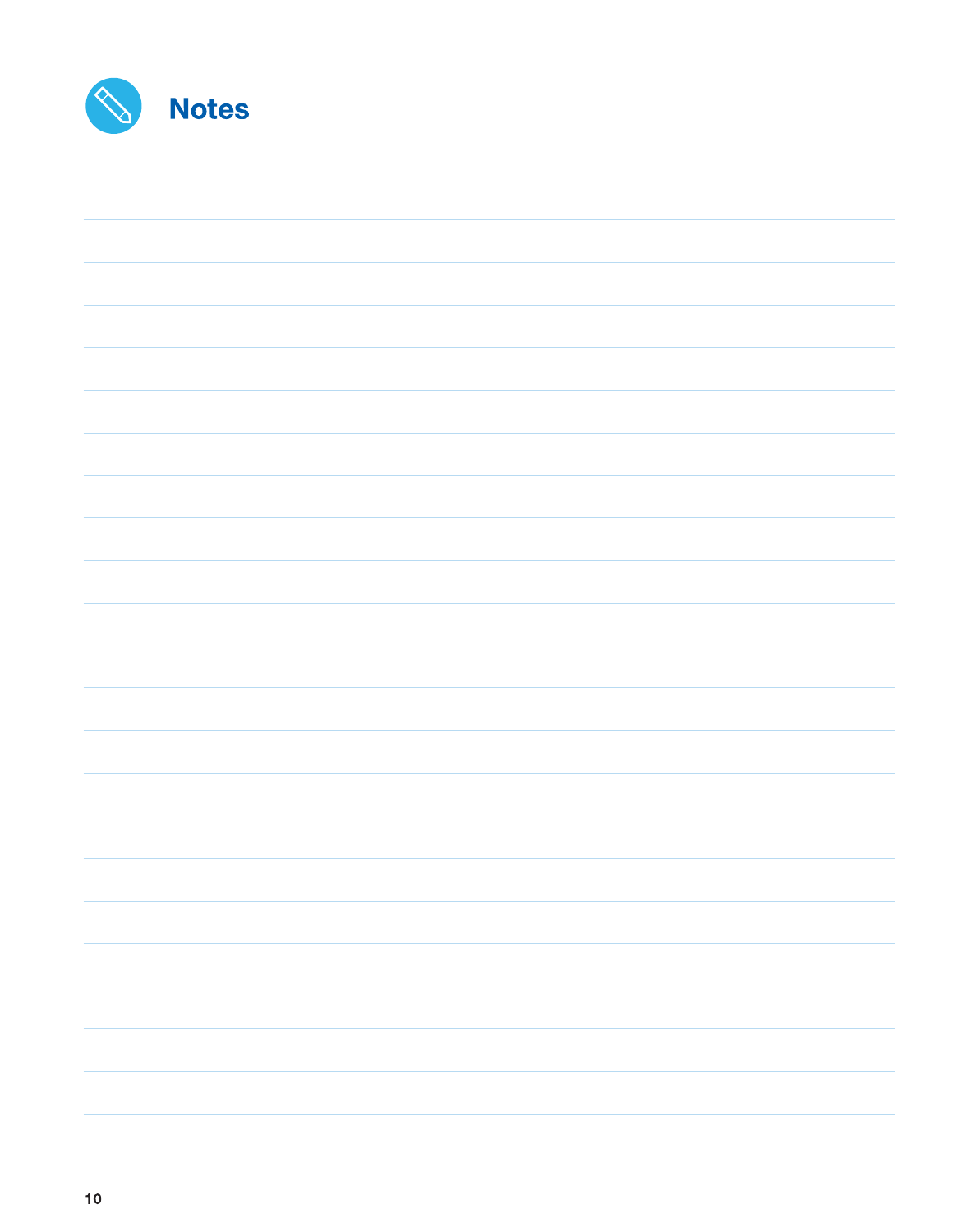# Notes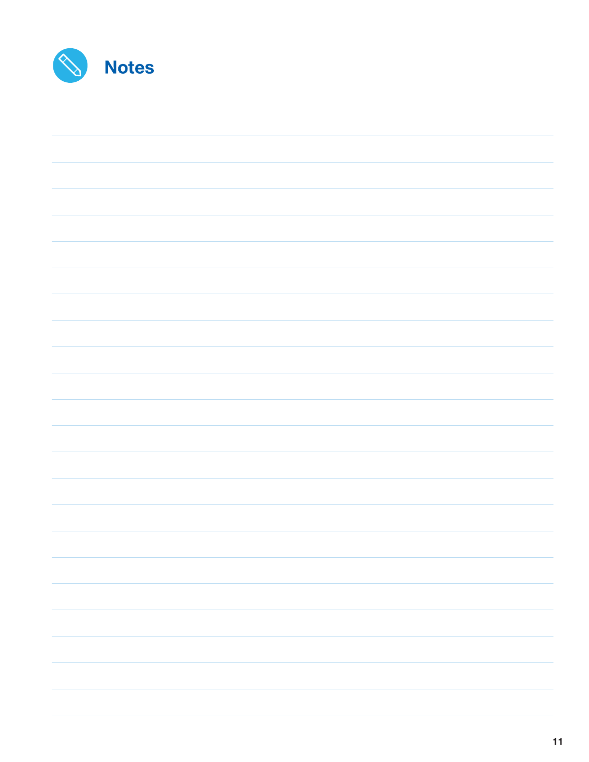# Notes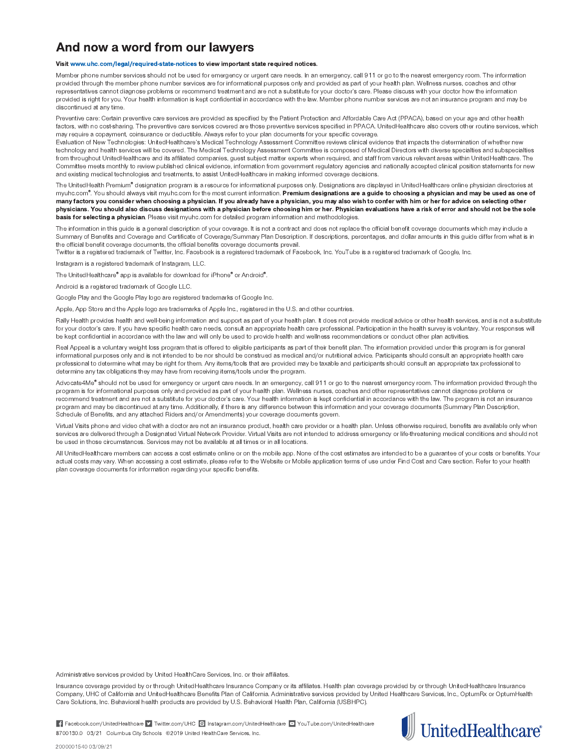# And now a word from our lawyers

**Visit www.uhc.com/legal/required-state-notices to view important state required notices.**

Member phone number services should not be used for emergency or urgent care needs. In an emergency, call 911 or go to the nearest emergency room. The information provided through the member phone number services are for informational purposes only and provided as part of your health plan. Wellness nurses, coaches and other representatives cannot diagnose problems or recommend treatment and are not a substitute for your doctor's care. Please discuss with your doctor how the information provided is right for you. Your health information is kept confidential in accordance with the law. Member phone number services are not an insurance program and may be discontinued at any time.

Preventive care: Certain preventive care services are provided as specified by the Patient Protection and Affordable Care Act (PPACA), based on your age and other health factors, with no cost-sharing. The preventive care services covered are those preventive services specified in PPACA. UnitedHealthcare also covers other routine services, which may require a copayment, coinsurance or deductible. Always refer to your plan documents for your specific coverage.
Evaluation of New Technologies: UnitedHealthcare's Medical Technology Assessment Committee reviews clinical evidence that impacts the determination of whether new technology and health services will be covered. The Medical Technology Assessment Committee is composed of Medical Directors with diverse specialties and subspecialties from throughout UnitedHealthcare and its affiliated companies, guest subject matter experts when required, and staff from various relevant areas within UnitedHealthcare. The Committee meets monthly to review published clinical evidence, information from government regulatory agencies and nationally accepted clinical position statements for new and existing medical technologies and treatments, to assist UnitedHealthcare in making informed coverage decisions.

The UnitedHealth Premium® designation program is a resource for informational purposes only. Designations are displayed in UnitedHealthcare online physician directories at myuhc.com®. You should always visit myuhc.com for the most current information. **Premium designations are a guide to choosing a physician and may be used as one of many factors you consider when choosing a physician. If you already have a physician, you may also wish to confer with him or her for advice on selecting other physicians. You should also discuss designations with a physician before choosing him or her. Physician evaluations have a risk of error and should not be the sole basis for selecting a physician**. Please visit myuhc.com for detailed program information and methodologies.

The information in this guide is a general description of your coverage. It is not a contract and does not replace the official benefit coverage documents which may include a Summary of Benefits and Coverage and Certificate of Coverage/Summary Plan Description. If descriptions, percentages, and dollar amounts in this guide differ from what is in the official benefit coverage documents, the official benefits coverage documents prevail.
Twitter is a registered trademark of Twitter, Inc. Facebook is a registered trademark of Facebook, Inc. YouTube is a registered trademark of Google, Inc.

Instagram is a registered trademark of Instagram, LLC.

The UnitedHealthcare® app is available for download for iPhone® or Android®.

Android is a registered trademark of Google LLC.

Google Play and the Google Play logo are registered trademarks of Google Inc.

Apple, App Store and the Apple logo are trademarks of Apple Inc., registered in the U.S. and other countries.

Rally Health provides health and well-being information and support as part of your health plan. It does not provide medical advice or other health services, and is not a substitute for your doctor's care. If you have specific health care needs, consult an appropriate health care professional. Participation in the health survey is voluntary. Your responses will be kept confidential in accordance with the law and will only be used to provide health and wellness recommendations or conduct other plan activities.

Real Appeal is a voluntary weight loss program that is offered to eligible participants as part of their benefit plan. The information provided under this program is for general informational purposes only and is not intended to be nor should be construed as medical and/or nutritional advice. Participants should consult an appropriate health care professional to determine what may be right for them. Any items/tools that are provided may be taxable and participants should consult an appropriate tax professional to determine any tax obligations they may have from receiving items/tools under the program.

Advocate4Me® should not be used for emergency or urgent care needs. In an emergency, call 911 or go to the nearest emergency room. The information provided through the program is for informational purposes only and provided as part of your health plan. Wellness nurses, coaches and other representatives cannot diagnose problems or recommend treatment and are not a substitute for your doctor's care. Your health information is kept confidential in accordance with the law. The program is not an insurance program and may be discontinued at any time. Additionally, if there is any difference between this information and your coverage documents (Summary Plan Description, Schedule of Benefits, and any attached Riders and/or Amendments) your coverage documents govern.

Virtual Visits phone and video chat with a doctor are not an insurance product, health care provider or a health plan. Unless otherwise required, benefits are available only when services are delivered through a Designated Virtual Network Provider. Virtual Visits are not intended to address emergency or life-threatening medical conditions and should not be used in those circumstances. Services may not be available at all times or in all locations.

All UnitedHealthcare members can access a cost estimate online or on the mobile app. None of the cost estimates are intended to be a guarantee of your costs or benefits. Your actual costs may vary. When accessing a cost estimate, please refer to the Website or Mobile application terms of use under Find Cost and Care section. Refer to your health plan coverage documents for information regarding your specific benefits.

Administrative services provided by United HealthCare Services, Inc. or their affiliates.

Insurance coverage provided by or through UnitedHealthcare Insurance Company or its affiliates. Health plan coverage provided by or through UnitedHealthcare Insurance Company, UHC of California and UnitedHealthcare Benefits Plan of California. Administrative services provided by United Healthcare Services, Inc., OptumRx or OptumHealth Care Solutions, Inc. Behavioral health products are provided by U.S. Behavioral Health Plan, California (USBHPC).

Facebook.com/UnitedHealthcare Twitter.com/UHC Instagram.com/UnitedHealthcare YouTube.com/UnitedHealthcare

8700130.0 03/21 Columbus City Schools ©2019 United HealthCare Services, Inc.

UnitedHealthcare®

2000001540 03/09/21